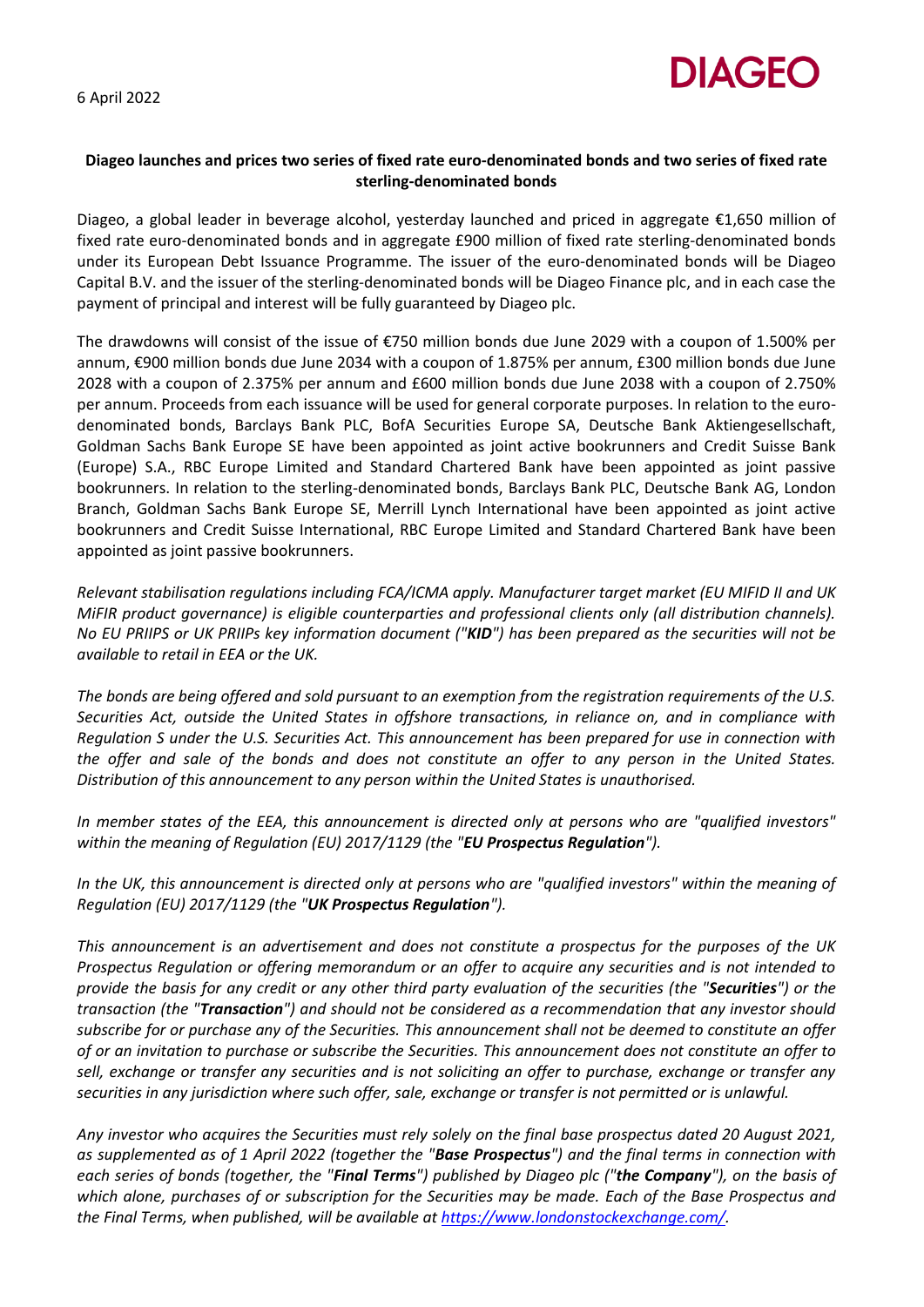6 April 2022

DIAGEO

**Diageo launches and prices two series of fixed rate euro-denominated bonds and two series of fixed rate sterling-denominated bonds**

Diageo, a global leader in beverage alcohol, yesterday launched and priced in aggregate €1,650 million of fixed rate euro-denominated bonds and in aggregate £900 million of fixed rate sterling-denominated bonds under its European Debt Issuance Programme. The issuer of the euro-denominated bonds will be Diageo Capital B.V. and the issuer of the sterling-denominated bonds will be Diageo Finance plc, and in each case the payment of principal and interest will be fully guaranteed by Diageo plc.

The drawdowns will consist of the issue of €750 million bonds due June 2029 with a coupon of 1.500% per annum, €900 million bonds due June 2034 with a coupon of 1.875% per annum, £300 million bonds due June 2028 with a coupon of 2.375% per annum and £600 million bonds due June 2038 with a coupon of 2.750% per annum. Proceeds from each issuance will be used for general corporate purposes. In relation to the euro-denominated bonds, Barclays Bank PLC, BofA Securities Europe SA, Deutsche Bank Aktiengesellschaft, Goldman Sachs Bank Europe SE have been appointed as joint active bookrunners and Credit Suisse Bank (Europe) S.A., RBC Europe Limited and Standard Chartered Bank have been appointed as joint passive bookrunners. In relation to the sterling-denominated bonds, Barclays Bank PLC, Deutsche Bank AG, London Branch, Goldman Sachs Bank Europe SE, Merrill Lynch International have been appointed as joint active bookrunners and Credit Suisse International, RBC Europe Limited and Standard Chartered Bank have been appointed as joint passive bookrunners.

*Relevant stabilisation regulations including FCA/ICMA apply. Manufacturer target market (EU MIFID II and UK MiFIR product governance) is eligible counterparties and professional clients only (all distribution channels). No EU PRIIPS or UK PRIIPs key information document ("**KID**") has been prepared as the securities will not be available to retail in EEA or the UK.*

*The bonds are being offered and sold pursuant to an exemption from the registration requirements of the U.S. Securities Act, outside the United States in offshore transactions, in reliance on, and in compliance with Regulation S under the U.S. Securities Act. This announcement has been prepared for use in connection with the offer and sale of the bonds and does not constitute an offer to any person in the United States. Distribution of this announcement to any person within the United States is unauthorised.*

*In member states of the EEA, this announcement is directed only at persons who are "qualified investors" within the meaning of Regulation (EU) 2017/1129 (the "**EU Prospectus Regulation**").*

*In the UK, this announcement is directed only at persons who are "qualified investors" within the meaning of Regulation (EU) 2017/1129 (the "**UK Prospectus Regulation**").*

*This announcement is an advertisement and does not constitute a prospectus for the purposes of the UK Prospectus Regulation or offering memorandum or an offer to acquire any securities and is not intended to provide the basis for any credit or any other third party evaluation of the securities (the "**Securities**") or the transaction (the "**Transaction**") and should not be considered as a recommendation that any investor should subscribe for or purchase any of the Securities. This announcement shall not be deemed to constitute an offer of or an invitation to purchase or subscribe the Securities. This announcement does not constitute an offer to sell, exchange or transfer any securities and is not soliciting an offer to purchase, exchange or transfer any securities in any jurisdiction where such offer, sale, exchange or transfer is not permitted or is unlawful.*

*Any investor who acquires the Securities must rely solely on the final base prospectus dated 20 August 2021, as supplemented as of 1 April 2022 (together the "**Base Prospectus**") and the final terms in connection with each series of bonds (together, the "**Final Terms**") published by Diageo plc ("**the Company**"), on the basis of which alone, purchases of or subscription for the Securities may be made. Each of the Base Prospectus and the Final Terms, when published, will be available at [https://www.londonstockexchange.com/](https://www.londonstockexchange.com/).*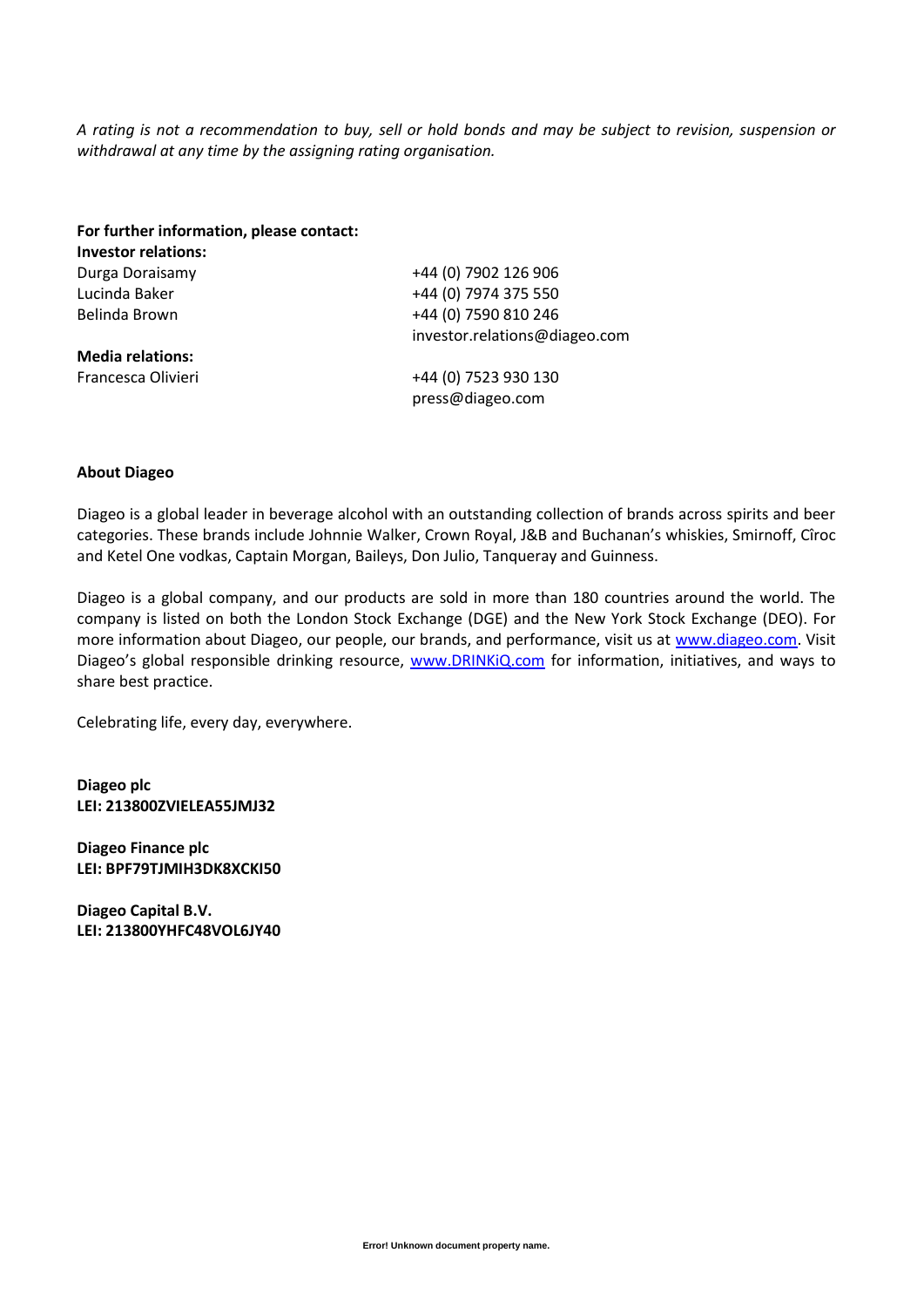*A rating is not a recommendation to buy, sell or hold bonds and may be subject to revision, suspension or withdrawal at any time by the assigning rating organisation.*

**For further information, please contact:**

**Investor relations:**

| | |
|---|---|
| Durga Doraisamy | +44 (0) 7902 126 906 |
| Lucinda Baker | +44 (0) 7974 375 550 |
| Belinda Brown | +44 (0) 7590 810 246 |
| | investor.relations@diageo.com |

**Media relations:**

| | |
|---|---|
| Francesca Olivieri | +44 (0) 7523 930 130 |
| | press@diageo.com |

**About Diageo**

Diageo is a global leader in beverage alcohol with an outstanding collection of brands across spirits and beer categories. These brands include Johnnie Walker, Crown Royal, J&B and Buchanan's whiskies, Smirnoff, Cîroc and Ketel One vodkas, Captain Morgan, Baileys, Don Julio, Tanqueray and Guinness.

Diageo is a global company, and our products are sold in more than 180 countries around the world. The company is listed on both the London Stock Exchange (DGE) and the New York Stock Exchange (DEO). For more information about Diageo, our people, our brands, and performance, visit us at www.diageo.com. Visit Diageo's global responsible drinking resource, www.DRINKiQ.com for information, initiatives, and ways to share best practice.

Celebrating life, every day, everywhere.

**Diageo plc**
**LEI: 213800ZVIELEA55JMJ32**

**Diageo Finance plc**
**LEI: BPF79TJMIH3DK8XCKI50**

**Diageo Capital B.V.**
**LEI: 213800YHFC48VOL6JY40**